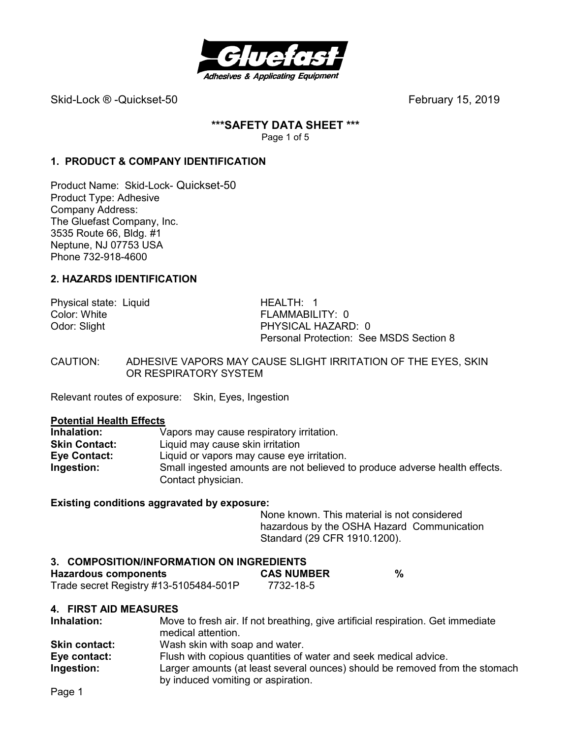Skid-Lock ® -Quickset-50 February 15, 2019

# ***SAFETY DATA SHEET ***

## 1. PRODUCT & COMPANY IDENTIFICATION

Product Name: Skid-Lock- Quickset-50
Product Type: Adhesive
Company Address:
The Gluefast Company, Inc.
3535 Route 66, Bldg. #1
Neptune, NJ 07753 USA
Phone 732-918-4600

## 2. HAZARDS IDENTIFICATION

Physical state: Liquid
Color: White
Odor: Slight

HEALTH: 1
FLAMMABILITY: 0
PHYSICAL HAZARD: 0
Personal Protection: See MSDS Section 8

CAUTION: ADHESIVE VAPORS MAY CAUSE SLIGHT IRRITATION OF THE EYES, SKIN OR RESPIRATORY SYSTEM

Relevant routes of exposure: Skin, Eyes, Ingestion

**Potential Health Effects**

**Inhalation:** Vapors may cause respiratory irritation.
**Skin Contact:** Liquid may cause skin irritation
**Eye Contact:** Liquid or vapors may cause eye irritation.
**Ingestion:** Small ingested amounts are not believed to produce adverse health effects. Contact physician.

**Existing conditions aggravated by exposure:**

None known. This material is not considered hazardous by the OSHA Hazard Communication Standard (29 CFR 1910.1200).

## 3. COMPOSITION/INFORMATION ON INGREDIENTS

| Hazardous components | CAS NUMBER | % |
|---|---|---|
| Trade secret Registry #13-5105484-501P | 7732-18-5 | |

## 4. FIRST AID MEASURES

**Inhalation:** Move to fresh air. If not breathing, give artificial respiration. Get immediate medical attention.
**Skin contact:** Wash skin with soap and water.
**Eye contact:** Flush with copious quantities of water and seek medical advice.
**Ingestion:** Larger amounts (at least several ounces) should be removed from the stomach by induced vomiting or aspiration.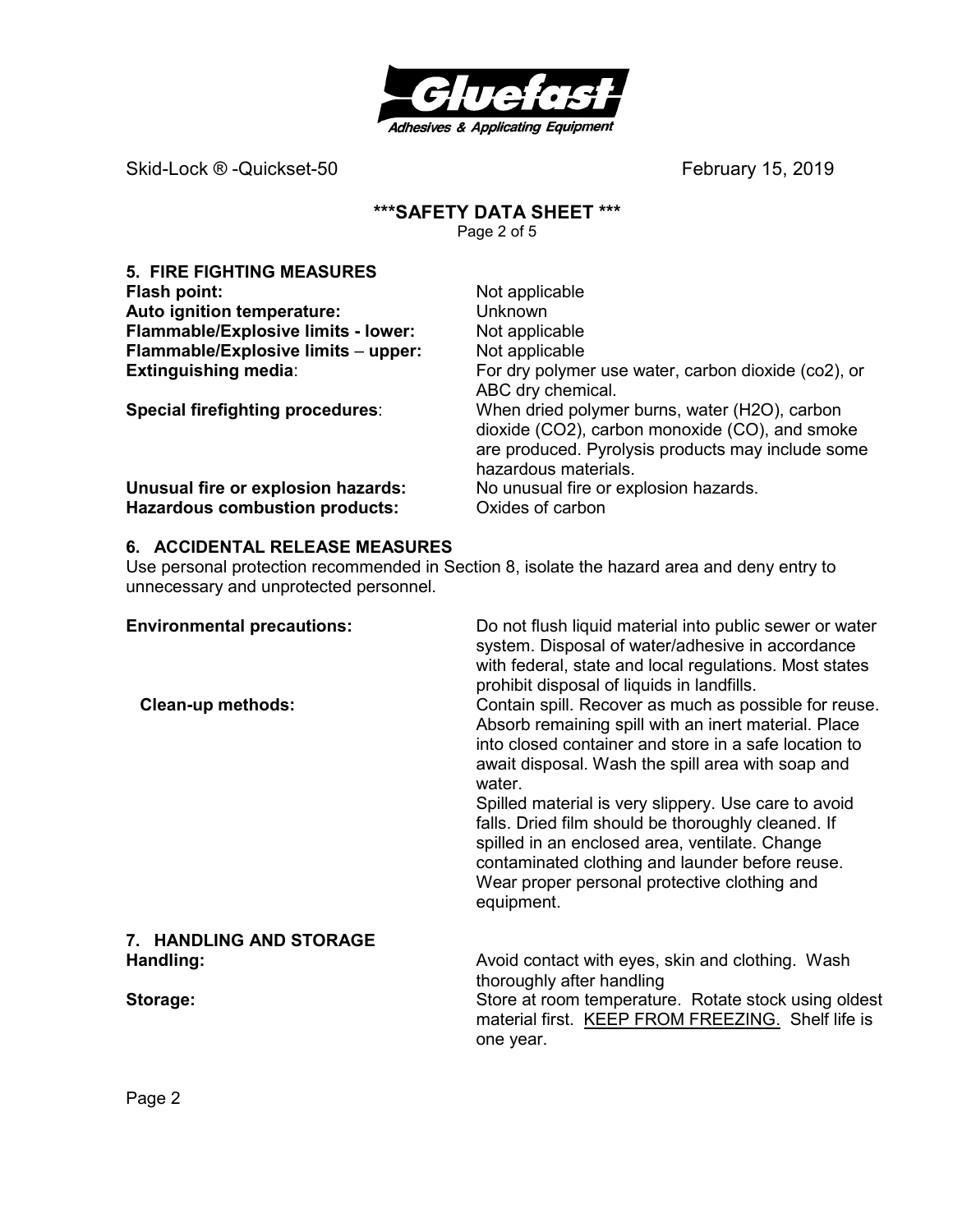# ***SAFETY DATA SHEET ***

## 5. FIRE FIGHTING MEASURES

**Flash point:** Not applicable

**Auto ignition temperature:** Unknown

**Flammable/Explosive limits - lower:** Not applicable

**Flammable/Explosive limits – upper:** Not applicable

**Extinguishing media**: For dry polymer use water, carbon dioxide (co2), or ABC dry chemical.

**Special firefighting procedures**: When dried polymer burns, water ($H_2O$), carbon dioxide ($CO_2$), carbon monoxide (CO), and smoke are produced. Pyrolysis products may include some hazardous materials.

**Unusual fire or explosion hazards:** No unusual fire or explosion hazards.

**Hazardous combustion products:** Oxides of carbon

## 6. ACCIDENTAL RELEASE MEASURES

Use personal protection recommended in Section 8, isolate the hazard area and deny entry to unnecessary and unprotected personnel.

**Environmental precautions:** Do not flush liquid material into public sewer or water system. Disposal of water/adhesive in accordance with federal, state and local regulations. Most states prohibit disposal of liquids in landfills.

**Clean-up methods:** Contain spill. Recover as much as possible for reuse. Absorb remaining spill with an inert material. Place into closed container and store in a safe location to await disposal. Wash the spill area with soap and water.

Spilled material is very slippery. Use care to avoid falls. Dried film should be thoroughly cleaned. If spilled in an enclosed area, ventilate. Change contaminated clothing and launder before reuse. Wear proper personal protective clothing and equipment.

## 7. HANDLING AND STORAGE

**Handling:** Avoid contact with eyes, skin and clothing. Wash thoroughly after handling

**Storage:** Store at room temperature. Rotate stock using oldest material first. KEEP FROM FREEZING. Shelf life is one year.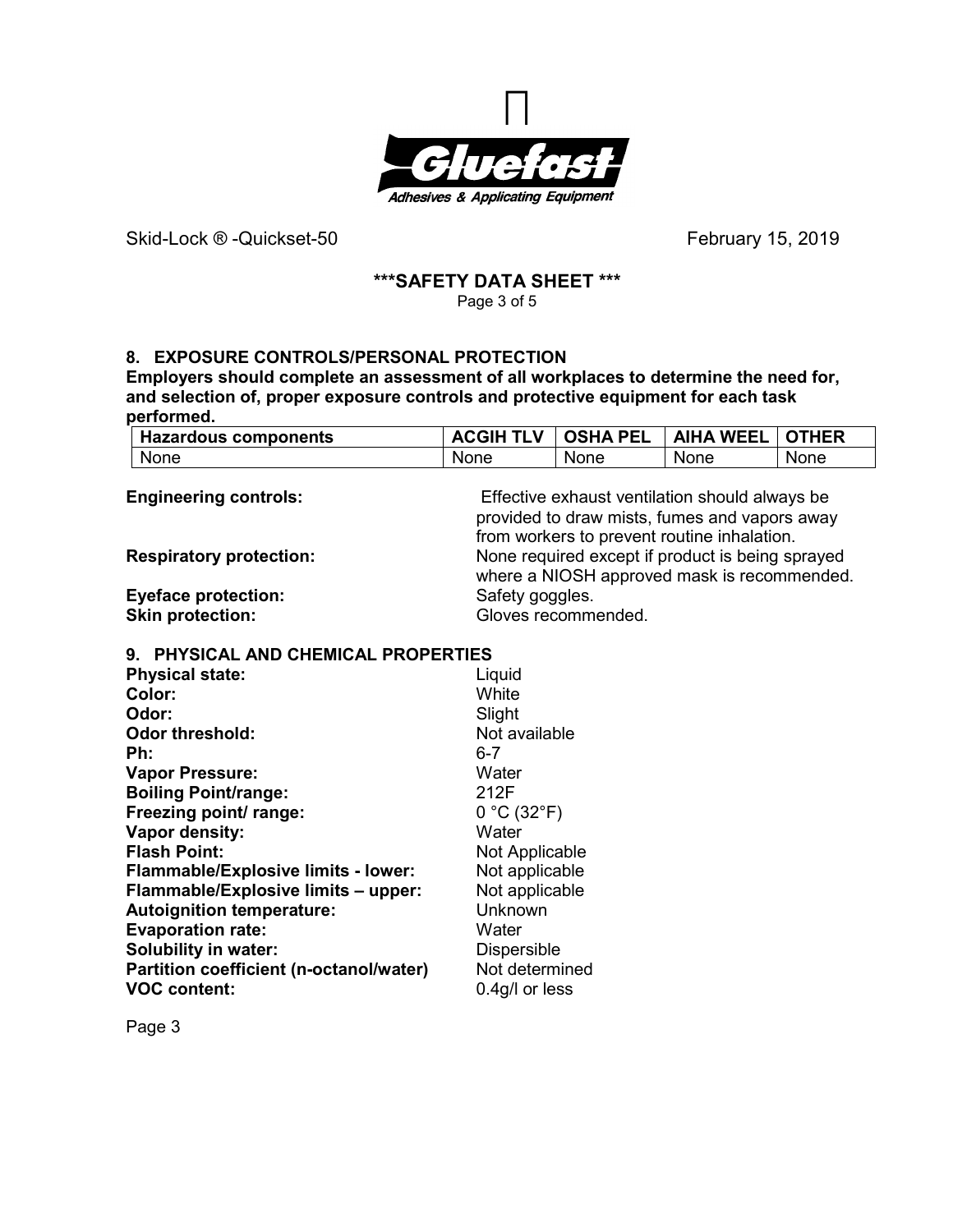Skid-Lock ® -Quickset-50 February 15, 2019

**\*\*\*SAFETY DATA SHEET \*\*\***

## 8. EXPOSURE CONTROLS/PERSONAL PROTECTION

**Employers should complete an assessment of all workplaces to determine the need for, and selection of, proper exposure controls and protective equipment for each task performed.**

| Hazardous components | ACGIH TLV | OSHA PEL | AIHA WEEL | OTHER |
| --- | --- | --- | --- | --- |
| None | None | None | None | None |

**Engineering controls:** Effective exhaust ventilation should always be provided to draw mists, fumes and vapors away from workers to prevent routine inhalation.

**Respiratory protection:** None required except if product is being sprayed where a NIOSH approved mask is recommended.

**Eyeface protection:** Safety goggles.

**Skin protection:** Gloves recommended.

## 9. PHYSICAL AND CHEMICAL PROPERTIES

**Physical state:** Liquid
**Color:** White
**Odor:** Slight
**Odor threshold:** Not available
**Ph:** 6-7
**Vapor Pressure:** Water
**Boiling Point/range:** 212F
**Freezing point/ range:** 0 °C (32°F)
**Vapor density:** Water
**Flash Point:** Not Applicable
**Flammable/Explosive limits - lower:** Not applicable
**Flammable/Explosive limits – upper:** Not applicable
**Autoignition temperature:** Unknown
**Evaporation rate:** Water
**Solubility in water:** Dispersible
**Partition coefficient (n-octanol/water)** Not determined
**VOC content:** 0.4g/l or less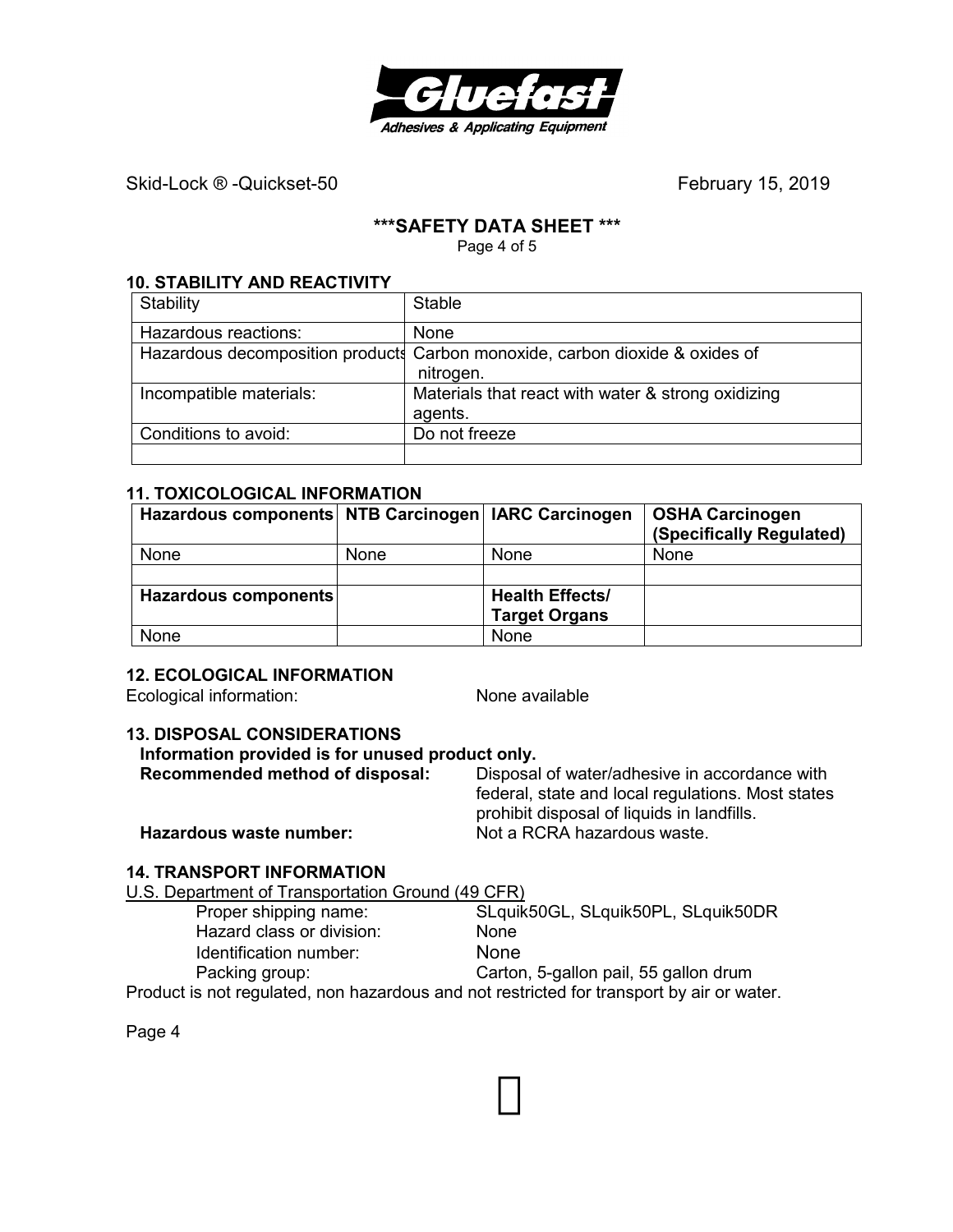Skid-Lock ® -Quickset-50 February 15, 2019

## ***SAFETY DATA SHEET ***

### 10. STABILITY AND REACTIVITY

| Stability | Stable |
|---|---|
| Hazardous reactions: | None |
| Hazardous decomposition products | Carbon monoxide, carbon dioxide & oxides of nitrogen. |
| Incompatible materials: | Materials that react with water & strong oxidizing agents. |
| Conditions to avoid: | Do not freeze |
| | |

### 11. TOXICOLOGICAL INFORMATION

| Hazardous components | NTB Carcinogen | IARC Carcinogen | OSHA Carcinogen (Specifically Regulated) |
|---|---|---|---|
| None | None | None | None |
| | | | |
| **Hazardous components** | | **Health Effects/ Target Organs** | |
| None | | None | |

### 12. ECOLOGICAL INFORMATION

Ecological information: None available

### 13. DISPOSAL CONSIDERATIONS

**Information provided is for unused product only.**

**Recommended method of disposal:** Disposal of water/adhesive in accordance with federal, state and local regulations. Most states prohibit disposal of liquids in landfills.

**Hazardous waste number:** Not a RCRA hazardous waste.

### 14. TRANSPORT INFORMATION

U.S. Department of Transportation Ground (49 CFR)

- Proper shipping name: SLquik50GL, SLquik50PL, SLquik50DR
- Hazard class or division: None
- Identification number: None
- Packing group: Carton, 5-gallon pail, 55 gallon drum

Product is not regulated, non hazardous and not restricted for transport by air or water.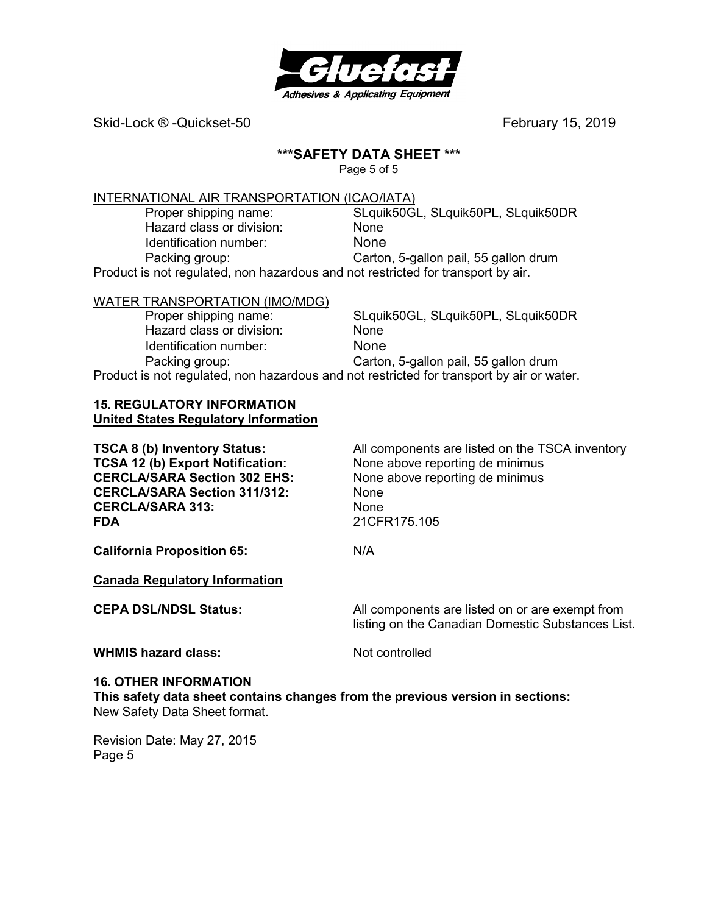INTERNATIONAL AIR TRANSPORTATION (ICAO/IATA)

| | |
|---|---|
| Proper shipping name: | SLquik50GL, SLquik50PL, SLquik50DR |
| Hazard class or division: | None |
| Identification number: | None |
| Packing group: | Carton, 5-gallon pail, 55 gallon drum |

Product is not regulated, non hazardous and not restricted for transport by air.

WATER TRANSPORTATION (IMO/MDG)

| | |
|---|---|
| Proper shipping name: | SLquik50GL, SLquik50PL, SLquik50DR |
| Hazard class or division: | None |
| Identification number: | None |
| Packing group: | Carton, 5-gallon pail, 55 gallon drum |

Product is not regulated, non hazardous and not restricted for transport by air or water.

## 15. REGULATORY INFORMATION

### United States Regulatory Information

| | |
|---|---|
| **TSCA 8 (b) Inventory Status:** | All components are listed on the TSCA inventory |
| **TCSA 12 (b) Export Notification:** | None above reporting de minimus |
| **CERCLA/SARA Section 302 EHS:** | None above reporting de minimus |
| **CERCLA/SARA Section 311/312:** | None |
| **CERCLA/SARA 313:** | None |
| **FDA** | 21CFR175.105 |
| **California Proposition 65:** | N/A |

### Canada Regulatory Information

| | |
|---|---|
| **CEPA DSL/NDSL Status:** | All components are listed on or are exempt from listing on the Canadian Domestic Substances List. |
| **WHMIS hazard class:** | Not controlled |

## 16. OTHER INFORMATION

**This safety data sheet contains changes from the previous version in sections:**
New Safety Data Sheet format.

Revision Date: May 27, 2015